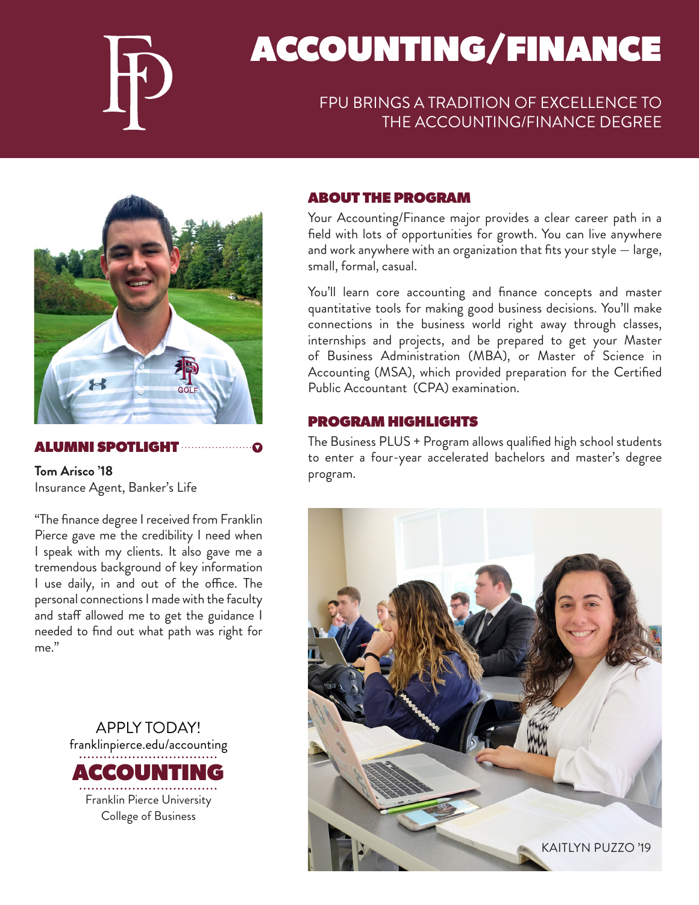# ACCOUNTING/FINANCE

FPU BRINGS A TRADITION OF EXCELLENCE TO THE ACCOUNTING/FINANCE DEGREE

## ABOUT THE PROGRAM

Your Accounting/Finance major provides a clear career path in a field with lots of opportunities for growth. You can live anywhere and work anywhere with an organization that fits your style — large, small, formal, casual.

You'll learn core accounting and finance concepts and master quantitative tools for making good business decisions. You'll make connections in the business world right away through classes, internships and projects, and be prepared to get your Master of Business Administration (MBA), or Master of Science in Accounting (MSA), which provided preparation for the Certified Public Accountant (CPA) examination.

## PROGRAM HIGHLIGHTS

The Business PLUS + Program allows qualified high school students to enter a four-year accelerated bachelors and master's degree program.

KAITLYN PUZZO '19

## ALUMNI SPOTLIGHT

**Tom Arisco '18**
Insurance Agent, Banker's Life

"The finance degree I received from Franklin Pierce gave me the credibility I need when I speak with my clients. It also gave me a tremendous background of key information I use daily, in and out of the office. The personal connections I made with the faculty and staff allowed me to get the guidance I needed to find out what path was right for me."

APPLY TODAY!
franklinpierce.edu/accounting

**ACCOUNTING**

Franklin Pierce University
College of Business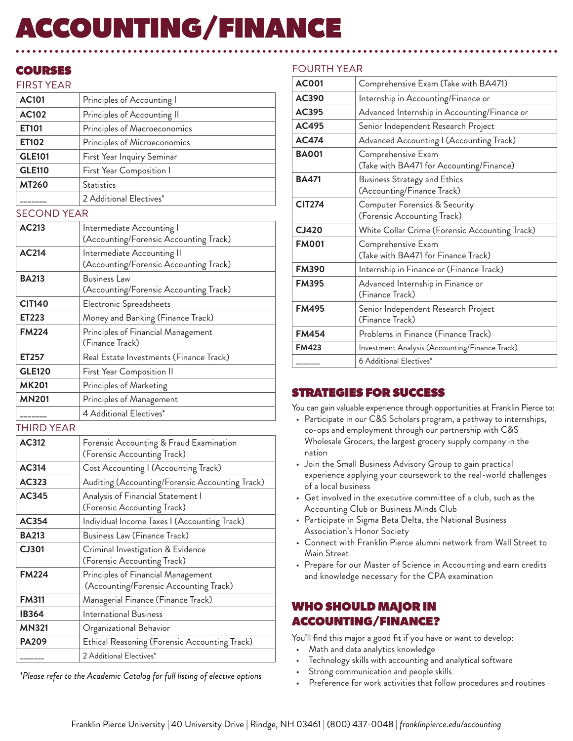# ACCOUNTING/FINANCE

## COURSES

### FIRST YEAR

| | |
|---|---|
| **AC101** | Principles of Accounting I |
| **AC102** | Principles of Accounting II |
| **ET101** | Principles of Macroeconomics |
| **ET102** | Principles of Microeconomics |
| **GLE101** | First Year Inquiry Seminar |
| **GLE110** | First Year Composition I |
| **MT260** | Statistics |
| _______ | 2 Additional Electives* |

### SECOND YEAR

| | |
|---|---|
| **AC213** | Intermediate Accounting I (Accounting/Forensic Accounting Track) |
| **AC214** | Intermediate Accounting II (Accounting/Forensic Accounting Track) |
| **BA213** | Business Law (Accounting/Forensic Accounting Track) |
| **CIT140** | Electronic Spreadsheets |
| **ET223** | Money and Banking (Finance Track) |
| **FM224** | Principles of Financial Management (Finance Track) |
| **ET257** | Real Estate Investments (Finance Track) |
| **GLE120** | First Year Composition II |
| **MK201** | Principles of Marketing |
| **MN201** | Principles of Management |
| _______ | 4 Additional Electives* |

### THIRD YEAR

| | |
|---|---|
| **AC312** | Forensic Accounting & Fraud Examination (Forensic Accounting Track) |
| **AC314** | Cost Accounting I (Accounting Track) |
| **AC323** | Auditing (Accounting/Forensic Accounting Track) |
| **AC345** | Analysis of Financial Statement I (Forensic Accounting Track) |
| **AC354** | Individual Income Taxes I (Accounting Track) |
| **BA213** | Business Law (Finance Track) |
| **CJ301** | Criminal Investigation & Evidence (Forensic Accounting Track) |
| **FM224** | Principles of Financial Management (Accounting/Forensic Accounting Track) |
| **FM311** | Managerial Finance (Finance Track) |
| **IB364** | International Business |
| **MN321** | Organizational Behavior |
| **PA209** | Ethical Reasoning (Forensic Accounting Track) |
| _______ | 2 Additional Electives* |

*\*Please refer to the Academic Catalog for full listing of elective options*

### FOURTH YEAR

| | |
|---|---|
| **AC001** | Comprehensive Exam (Take with BA471) |
| **AC390** | Internship in Accounting/Finance or |
| **AC395** | Advanced Internship in Accounting/Finance or |
| **AC495** | Senior Independent Research Project |
| **AC474** | Advanced Accounting I (Accounting Track) |
| **BA001** | Comprehensive Exam (Take with BA471 for Accounting/Finance) |
| **BA471** | Business Strategy and Ethics (Accounting/Finance Track) |
| **CIT274** | Computer Forensics & Security (Forensic Accounting Track) |
| **CJ420** | White Collar Crime (Forensic Accounting Track) |
| **FM001** | Comprehensive Exam (Take with BA471 for Finance Track) |
| **FM390** | Internship in Finance or (Finance Track) |
| **FM395** | Advanced Internship in Finance or (Finance Track) |
| **FM495** | Senior Independent Research Project (Finance Track) |
| **FM454** | Problems in Finance (Finance Track) |
| **FM423** | Investment Analysis (Accounting/Finance Track) |
| _______ | 6 Additional Electives* |

## STRATEGIES FOR SUCCESS

You can gain valuable experience through opportunities at Franklin Pierce to:

- Participate in our C&S Scholars program, a pathway to internships, co-ops and employment through our partnership with C&S Wholesale Grocers, the largest grocery supply company in the nation
- Join the Small Business Advisory Group to gain practical experience applying your coursework to the real-world challenges of a local business
- Get involved in the executive committee of a club, such as the Accounting Club or Business Minds Club
- Participate in Sigma Beta Delta, the National Business Association's Honor Society
- Connect with Franklin Pierce alumni network from Wall Street to Main Street
- Prepare for our Master of Science in Accounting and earn credits and knowledge necessary for the CPA examination

## WHO SHOULD MAJOR IN ACCOUNTING/FINANCE?

You'll find this major a good fit if you have or want to develop:

- Math and data analytics knowledge
- Technology skills with accounting and analytical software
- Strong communication and people skills
- Preference for work activities that follow procedures and routines

Franklin Pierce University | 40 University Drive | Rindge, NH 03461 | (800) 437-0048 | *franklinpierce.edu/accounting*